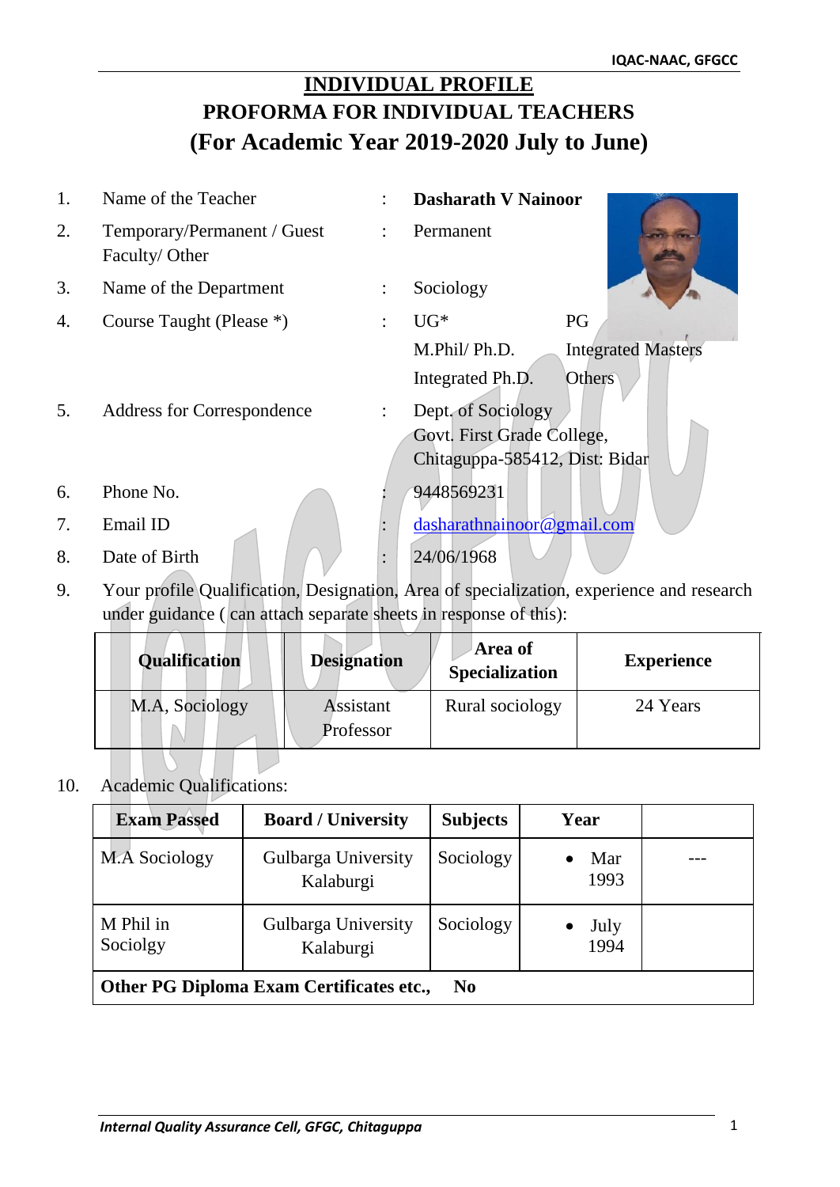# INDIVIDUAL PROFILE

## PROFORMA FOR INDIVIDUAL TEACHERS

## (For Academic Year 2019-2020 July to June)

1. Name of the Teacher : **Dasharath V Nainoor**
2. Temporary/Permanent / Guest Faculty/ Other : Permanent
3. Name of the Department : Sociology
4. Course Taught (Please *) : UG* PG M.Phil/ Ph.D. Integrated Masters Integrated Ph.D. Others
5. Address for Correspondence : Dept. of Sociology Govt. First Grade College, Chitaguppa-585412, Dist: Bidar
6. Phone No. : 9448569231
7. Email ID : dasharathnainoor@gmail.com
8. Date of Birth : 24/06/1968
9. Your profile Qualification, Designation, Area of specialization, experience and research under guidance ( can attach separate sheets in response of this):

| Qualification | Designation | Area of Specialization | Experience |
|---|---|---|---|
| M.A, Sociology | Assistant Professor | Rural sociology | 24 Years |

10. Academic Qualifications:

| Exam Passed | Board / University | Subjects | Year | |
|---|---|---|---|---|
| M.A Sociology | Gulbarga University Kalaburgi | Sociology | • Mar 1993 | --- |
| M Phil in Sociolgy | Gulbarga University Kalaburgi | Sociology | • July 1994 | |
| **Other PG Diploma Exam Certificates etc., No** | | | | |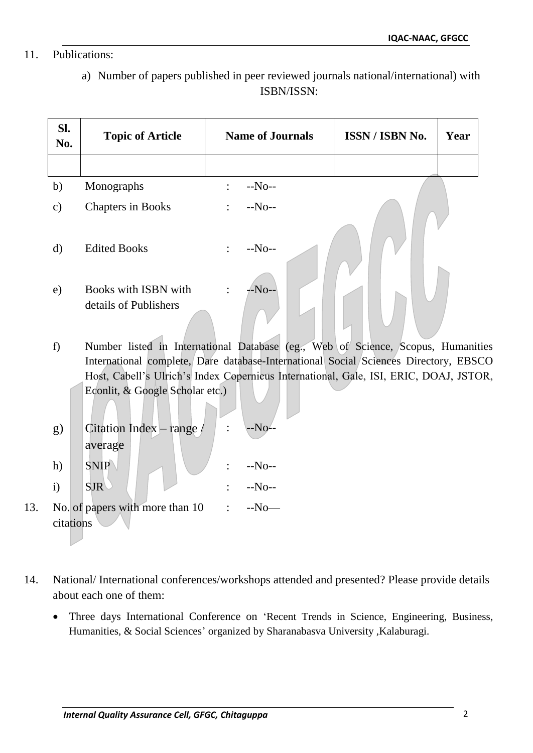11. Publications:

a) Number of papers published in peer reviewed journals national/international) with ISBN/ISSN:

| Sl. No. | Topic of Article | Name of Journals | ISSN / ISBN No. | Year |
|---|---|---|---|---|
| | | | | |

b) Monographs : --No--

c) Chapters in Books : --No--

d) Edited Books : --No--

e) Books with ISBN with details of Publishers : --No--

f) Number listed in International Database (eg., Web of Science, Scopus, Humanities International complete, Dare database-International Social Sciences Directory, EBSCO Host, Cabell's Ulrich's Index Copernicus International, Gale, ISI, ERIC, DOAJ, JSTOR, Econlit, & Google Scholar etc.)

g) Citation Index – range / average : --No--

h) SNIP : --No--

i) SJR : --No--

13. No. of papers with more than 10 citations : --No—

14. National/ International conferences/workshops attended and presented? Please provide details about each one of them:

- Three days International Conference on 'Recent Trends in Science, Engineering, Business, Humanities, & Social Sciences' organized by Sharanabasva University ,Kalaburagi.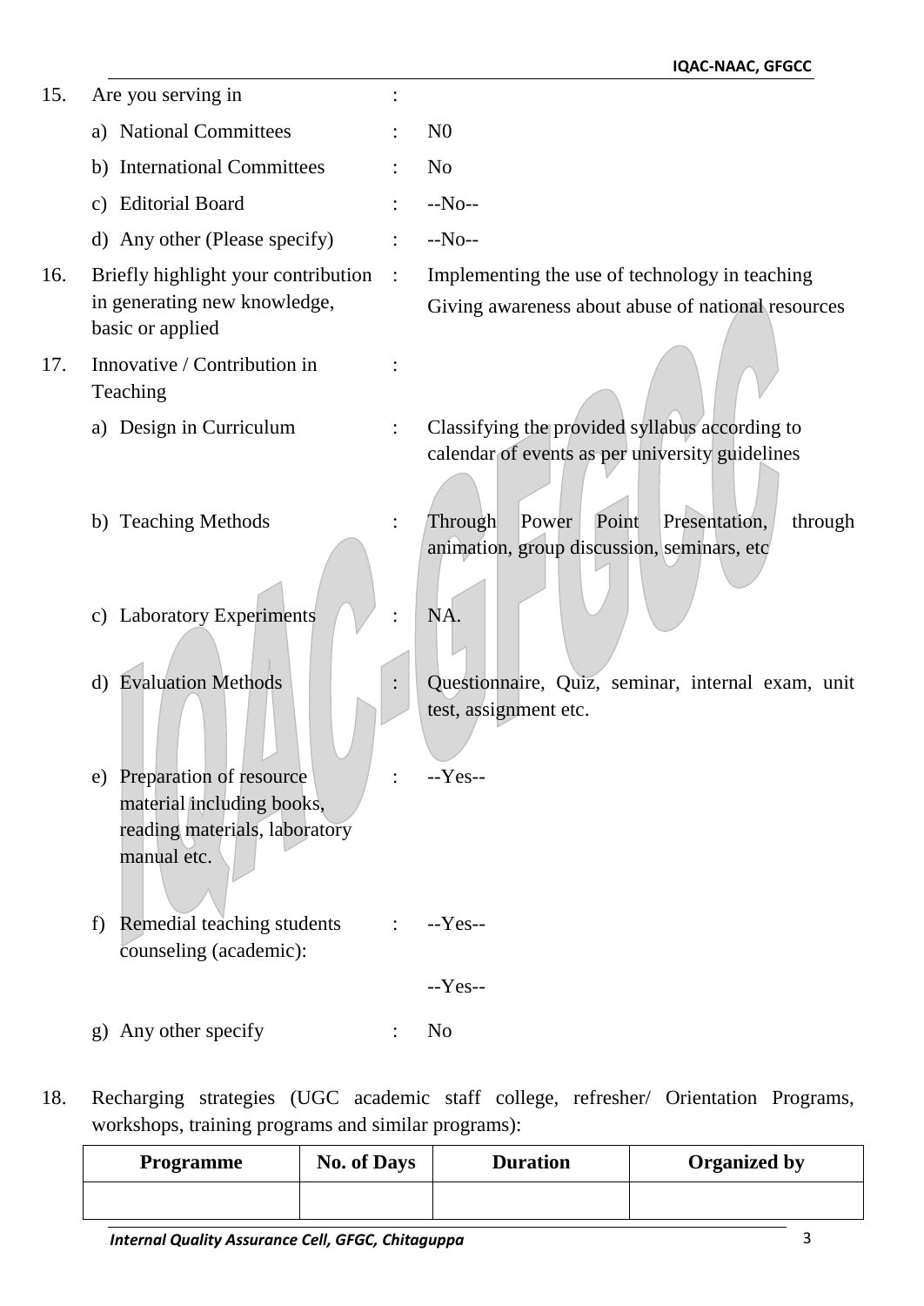15. Are you serving in :

   a) National Committees : N0

   b) International Committees : No

   c) Editorial Board : --No--

   d) Any other (Please specify) : --No--

16. Briefly highlight your contribution in generating new knowledge, basic or applied : Implementing the use of technology in teaching
   Giving awareness about abuse of national resources

17. Innovative / Contribution in Teaching :

   a) Design in Curriculum : Classifying the provided syllabus according to calendar of events as per university guidelines

   b) Teaching Methods : Through Power Point Presentation, through animation, group discussion, seminars, etc

   c) Laboratory Experiments : NA.

   d) Evaluation Methods : Questionnaire, Quiz, seminar, internal exam, unit test, assignment etc.

   e) Preparation of resource material including books, reading materials, laboratory manual etc. : --Yes--

   f) Remedial teaching students counseling (academic): : --Yes--

   --Yes--

   g) Any other specify : No

18. Recharging strategies (UGC academic staff college, refresher/ Orientation Programs, workshops, training programs and similar programs):

| Programme | No. of Days | Duration | Organized by |
|---|---|---|---|
| | | | |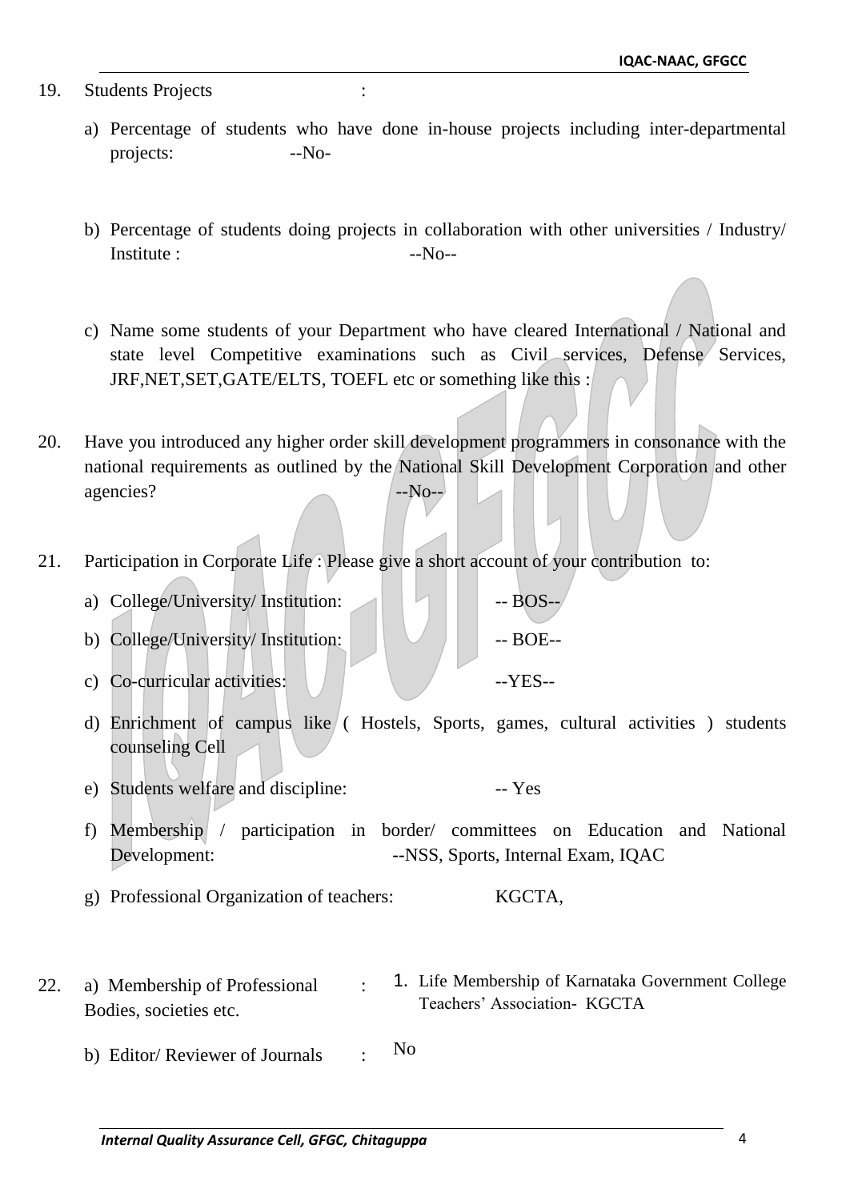19. Students Projects :

   a) Percentage of students who have done in-house projects including inter-departmental projects: --No-

   b) Percentage of students doing projects in collaboration with other universities / Industry/ Institute : --No--

   c) Name some students of your Department who have cleared International / National and state level Competitive examinations such as Civil services, Defense Services, JRF,NET,SET,GATE/ELTS, TOEFL etc or something like this :

20. Have you introduced any higher order skill development programmers in consonance with the national requirements as outlined by the National Skill Development Corporation and other agencies? --No--

21. Participation in Corporate Life : Please give a short account of your contribution to:

   a) College/University/ Institution: -- BOS--

   b) College/University/ Institution: -- BOE--

   c) Co-curricular activities: --YES--

   d) Enrichment of campus like ( Hostels, Sports, games, cultural activities ) students counseling Cell

   e) Students welfare and discipline: -- Yes

   f) Membership / participation in border/ committees on Education and National Development: --NSS, Sports, Internal Exam, IQAC

   g) Professional Organization of teachers: KGCTA,

22. a) Membership of Professional Bodies, societies etc. : 1. Life Membership of Karnataka Government College Teachers' Association- KGCTA

   b) Editor/ Reviewer of Journals : No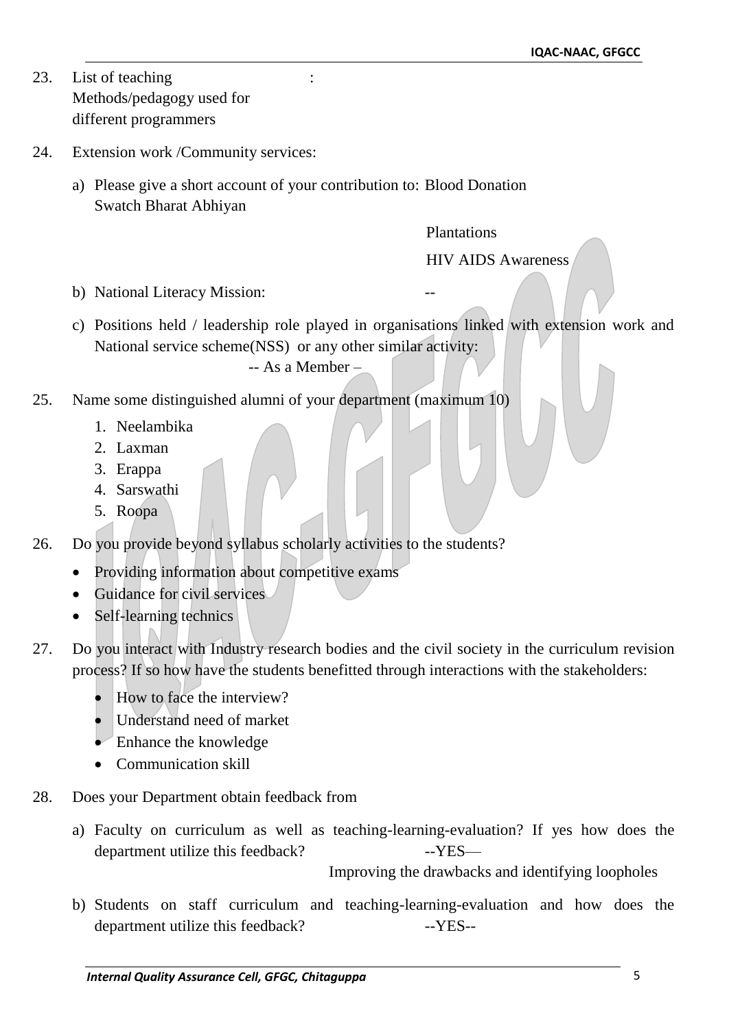23. List of teaching Methods/pedagogy used for different programmers :

24. Extension work /Community services:

    a) Please give a short account of your contribution to: Blood Donation
       Swatch Bharat Abhiyan

       Plantations

       HIV AIDS Awareness

    b) National Literacy Mission: --

    c) Positions held / leadership role played in organisations linked with extension work and National service scheme(NSS) or any other similar activity:

       -- As a Member –

25. Name some distinguished alumni of your department (maximum 10)

    1. Neelambika
    2. Laxman
    3. Erappa
    4. Sarswathi
    5. Roopa

26. Do you provide beyond syllabus scholarly activities to the students?

    - Providing information about competitive exams
    - Guidance for civil services
    - Self-learning technics

27. Do you interact with Industry research bodies and the civil society in the curriculum revision process? If so how have the students benefitted through interactions with the stakeholders:

    - How to face the interview?
    - Understand need of market
    - Enhance the knowledge
    - Communication skill

28. Does your Department obtain feedback from

    a) Faculty on curriculum as well as teaching-learning-evaluation? If yes how does the department utilize this feedback? --YES—

       Improving the drawbacks and identifying loopholes

    b) Students on staff curriculum and teaching-learning-evaluation and how does the department utilize this feedback? --YES--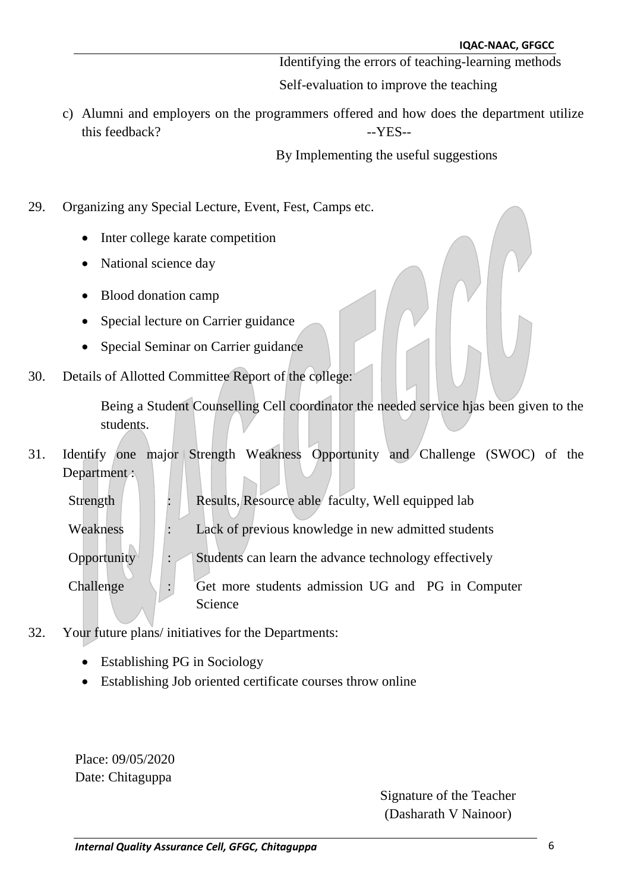Identifying the errors of teaching-learning methods

Self-evaluation to improve the teaching

c) Alumni and employers on the programmers offered and how does the department utilize this feedback? --YES--

By Implementing the useful suggestions

29. Organizing any Special Lecture, Event, Fest, Camps etc.

- Inter college karate competition
- National science day
- Blood donation camp
- Special lecture on Carrier guidance
- Special Seminar on Carrier guidance

30. Details of Allotted Committee Report of the college:

Being a Student Counselling Cell coordinator the needed service hjas been given to the students.

31. Identify one major Strength Weakness Opportunity and Challenge (SWOC) of the Department :

| | | |
|---|---|---|
| Strength | : | Results, Resource able faculty, Well equipped lab |
| Weakness | : | Lack of previous knowledge in new admitted students |
| Opportunity | : | Students can learn the advance technology effectively |
| Challenge | : | Get more students admission UG and PG in Computer Science |

32. Your future plans/ initiatives for the Departments:

- Establishing PG in Sociology
- Establishing Job oriented certificate courses throw online

Place: 09/05/2020
Date: Chitaguppa

Signature of the Teacher
(Dasharath V Nainoor)